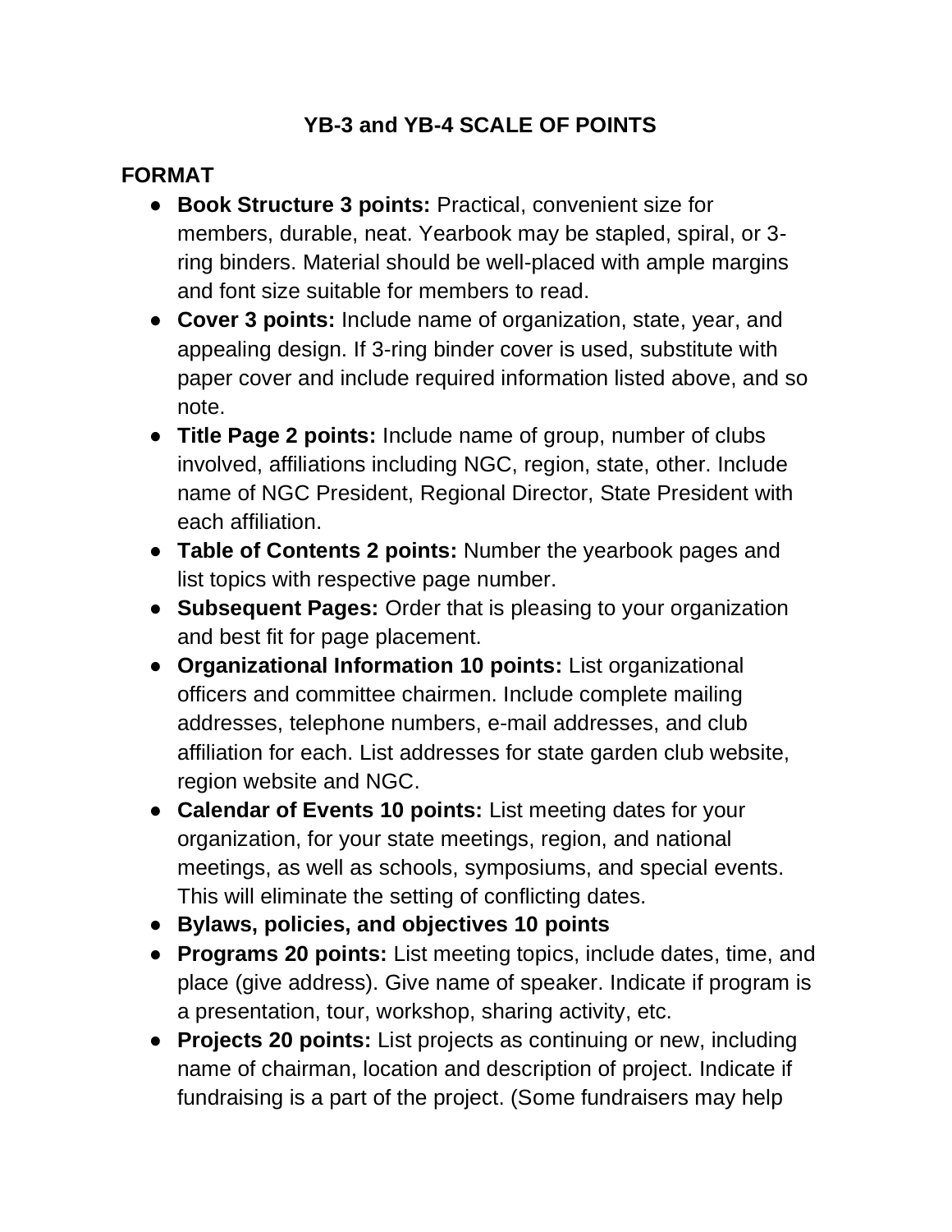# YB-3 and YB-4 SCALE OF POINTS

## FORMAT

- **Book Structure 3 points:** Practical, convenient size for members, durable, neat. Yearbook may be stapled, spiral, or 3-ring binders. Material should be well-placed with ample margins and font size suitable for members to read.
- **Cover 3 points:** Include name of organization, state, year, and appealing design. If 3-ring binder cover is used, substitute with paper cover and include required information listed above, and so note.
- **Title Page 2 points:** Include name of group, number of clubs involved, affiliations including NGC, region, state, other. Include name of NGC President, Regional Director, State President with each affiliation.
- **Table of Contents 2 points:** Number the yearbook pages and list topics with respective page number.
- **Subsequent Pages:** Order that is pleasing to your organization and best fit for page placement.
- **Organizational Information 10 points:** List organizational officers and committee chairmen. Include complete mailing addresses, telephone numbers, e-mail addresses, and club affiliation for each. List addresses for state garden club website, region website and NGC.
- **Calendar of Events 10 points:** List meeting dates for your organization, for your state meetings, region, and national meetings, as well as schools, symposiums, and special events. This will eliminate the setting of conflicting dates.
- **Bylaws, policies, and objectives 10 points**
- **Programs 20 points:** List meeting topics, include dates, time, and place (give address). Give name of speaker. Indicate if program is a presentation, tour, workshop, sharing activity, etc.
- **Projects 20 points:** List projects as continuing or new, including name of chairman, location and description of project. Indicate if fundraising is a part of the project. (Some fundraisers may help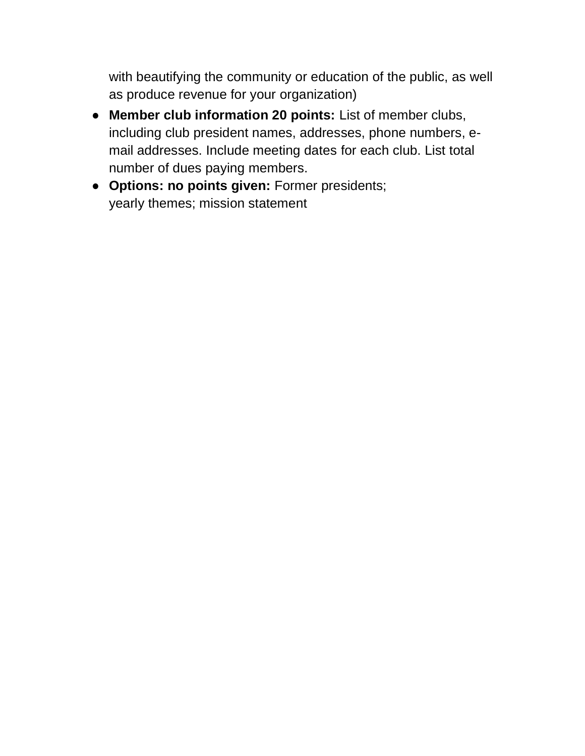with beautifying the community or education of the public, as well as produce revenue for your organization)

- **Member club information 20 points:** List of member clubs, including club president names, addresses, phone numbers, e-mail addresses. Include meeting dates for each club. List total number of dues paying members.
- **Options: no points given:** Former presidents; yearly themes; mission statement